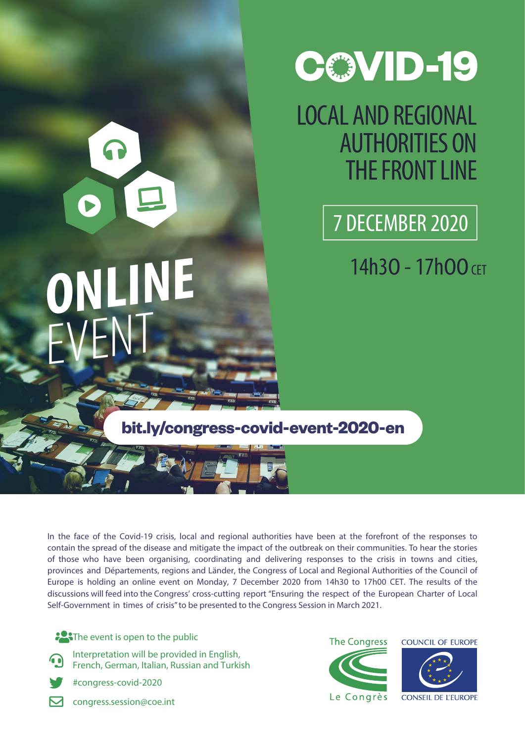# COVID-19

## LOCAL AND REGIONAL AUTHORITIES ON THE FRONT LINE

**7 DECEMBER 2020**

14h30 - 17h00 CET

**ONLINE** EVENT

**bit.ly/congress-covid-event-2020-en**

In the face of the Covid-19 crisis, local and regional authorities have been at the forefront of the responses to contain the spread of the disease and mitigate the impact of the outbreak on their communities. To hear the stories of those who have been organising, coordinating and delivering responses to the crisis in towns and cities, provinces and Départements, regions and Länder, the Congress of Local and Regional Authorities of the Council of Europe is holding an online event on Monday, 7 December 2020 from 14h30 to 17h00 CET. The results of the discussions will feed into the Congress' cross-cutting report "Ensuring the respect of the European Charter of Local Self-Government in times of crisis" to be presented to the Congress Session in March 2021.

- The event is open to the public
- Interpretation will be provided in English, French, German, Italian, Russian and Turkish
- #congress-covid-2020
- congress.session@coe.int

The Congress / Le Congrès

COUNCIL OF EUROPE / CONSEIL DE L'EUROPE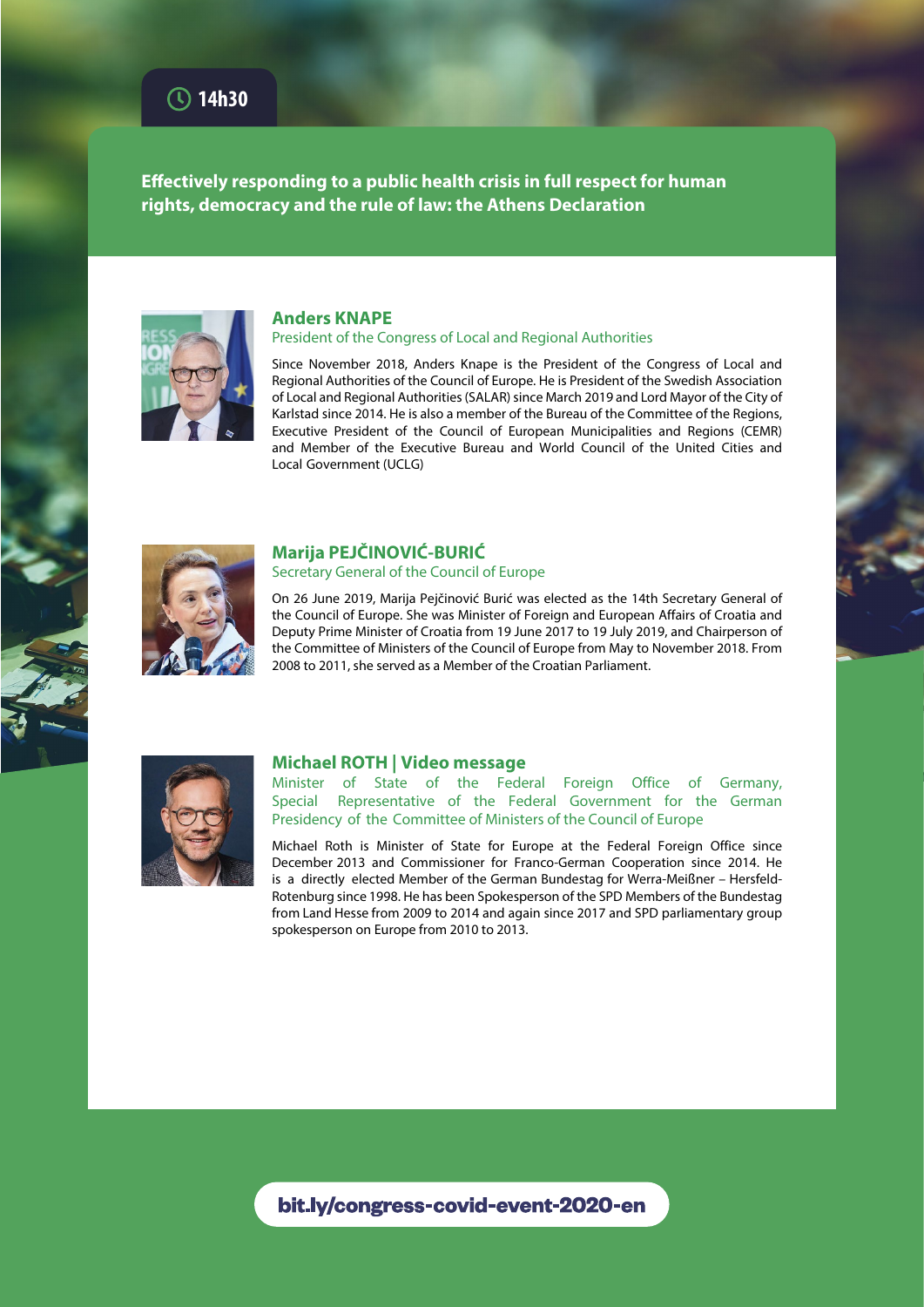14h30

## Effectively responding to a public health crisis in full respect for human rights, democracy and the rule of law: the Athens Declaration

### Anders KNAPE
President of the Congress of Local and Regional Authorities

Since November 2018, Anders Knape is the President of the Congress of Local and Regional Authorities of the Council of Europe. He is President of the Swedish Association of Local and Regional Authorities (SALAR) since March 2019 and Lord Mayor of the City of Karlstad since 2014. He is also a member of the Bureau of the Committee of the Regions, Executive President of the Council of European Municipalities and Regions (CEMR) and Member of the Executive Bureau and World Council of the United Cities and Local Government (UCLG)

### Marija PEJČINOVIĆ-BURIĆ
Secretary General of the Council of Europe

On 26 June 2019, Marija Pejčinović Burić was elected as the 14th Secretary General of the Council of Europe. She was Minister of Foreign and European Affairs of Croatia and Deputy Prime Minister of Croatia from 19 June 2017 to 19 July 2019, and Chairperson of the Committee of Ministers of the Council of Europe from May to November 2018. From 2008 to 2011, she served as a Member of the Croatian Parliament.

### Michael ROTH | Video message
Minister of State of the Federal Foreign Office of Germany, Special Representative of the Federal Government for the German Presidency of the Committee of Ministers of the Council of Europe

Michael Roth is Minister of State for Europe at the Federal Foreign Office since December 2013 and Commissioner for Franco-German Cooperation since 2014. He is a directly elected Member of the German Bundestag for Werra-Meißner – Hersfeld-Rotenburg since 1998. He has been Spokesperson of the SPD Members of the Bundestag from Land Hesse from 2009 to 2014 and again since 2017 and SPD parliamentary group spokesperson on Europe from 2010 to 2013.

bit.ly/congress-covid-event-2020-en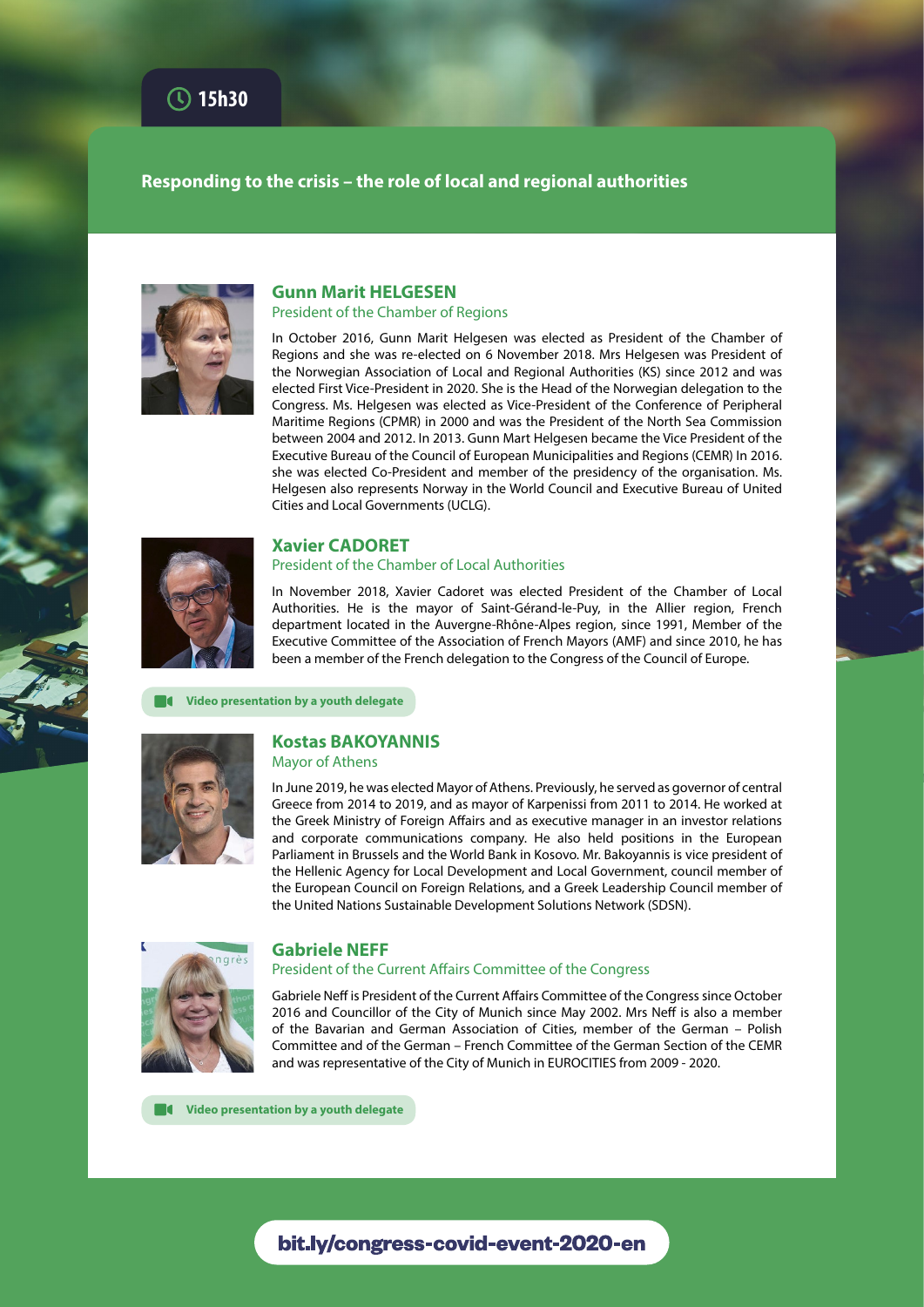15h30

## Responding to the crisis – the role of local and regional authorities

### Gunn Marit HELGESEN

President of the Chamber of Regions

In October 2016, Gunn Marit Helgesen was elected as President of the Chamber of Regions and she was re-elected on 6 November 2018. Mrs Helgesen was President of the Norwegian Association of Local and Regional Authorities (KS) since 2012 and was elected First Vice-President in 2020. She is the Head of the Norwegian delegation to the Congress. Ms. Helgesen was elected as Vice-President of the Conference of Peripheral Maritime Regions (CPMR) in 2000 and was the President of the North Sea Commission between 2004 and 2012. In 2013. Gunn Mart Helgesen became the Vice President of the Executive Bureau of the Council of European Municipalities and Regions (CEMR) In 2016. she was elected Co-President and member of the presidency of the organisation. Ms. Helgesen also represents Norway in the World Council and Executive Bureau of United Cities and Local Governments (UCLG).

### Xavier CADORET

President of the Chamber of Local Authorities

In November 2018, Xavier Cadoret was elected President of the Chamber of Local Authorities. He is the mayor of Saint-Gérand-le-Puy, in the Allier region, French department located in the Auvergne-Rhône-Alpes region, since 1991, Member of the Executive Committee of the Association of French Mayors (AMF) and since 2010, he has been a member of the French delegation to the Congress of the Council of Europe.

**Video presentation by a youth delegate**

### Kostas BAKOYANNIS

Mayor of Athens

In June 2019, he was elected Mayor of Athens. Previously, he served as governor of central Greece from 2014 to 2019, and as mayor of Karpenissi from 2011 to 2014. He worked at the Greek Ministry of Foreign Affairs and as executive manager in an investor relations and corporate communications company. He also held positions in the European Parliament in Brussels and the World Bank in Kosovo. Mr. Bakoyannis is vice president of the Hellenic Agency for Local Development and Local Government, council member of the European Council on Foreign Relations, and a Greek Leadership Council member of the United Nations Sustainable Development Solutions Network (SDSN).

### Gabriele NEFF

President of the Current Affairs Committee of the Congress

Gabriele Neff is President of the Current Affairs Committee of the Congress since October 2016 and Councillor of the City of Munich since May 2002. Mrs Neff is also a member of the Bavarian and German Association of Cities, member of the German – Polish Committee and of the German – French Committee of the German Section of the CEMR and was representative of the City of Munich in EUROCITIES from 2009 - 2020.

**Video presentation by a youth delegate**

**bit.ly/congress-covid-event-2020-en**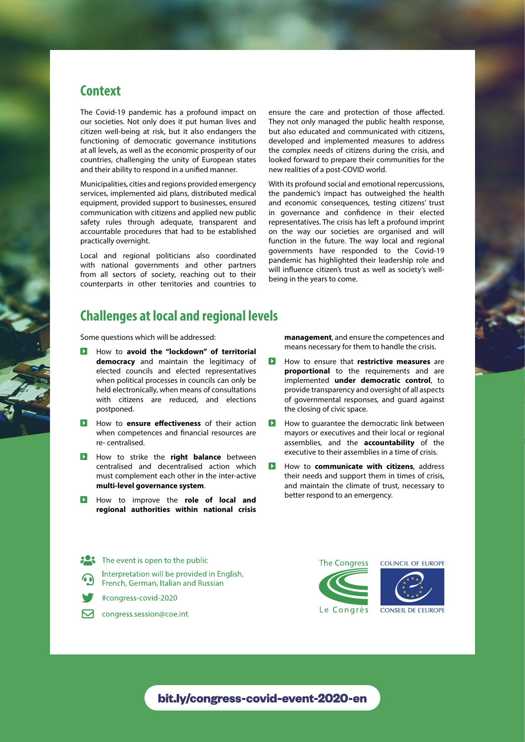## Context

The Covid-19 pandemic has a profound impact on our societies. Not only does it put human lives and citizen well-being at risk, but it also endangers the functioning of democratic governance institutions at all levels, as well as the economic prosperity of our countries, challenging the unity of European states and their ability to respond in a unified manner.

Municipalities, cities and regions provided emergency services, implemented aid plans, distributed medical equipment, provided support to businesses, ensured communication with citizens and applied new public safety rules through adequate, transparent and accountable procedures that had to be established practically overnight.

Local and regional politicians also coordinated with national governments and other partners from all sectors of society, reaching out to their counterparts in other territories and countries to ensure the care and protection of those affected. They not only managed the public health response, but also educated and communicated with citizens, developed and implemented measures to address the complex needs of citizens during the crisis, and looked forward to prepare their communities for the new realities of a post-COVID world.

With its profound social and emotional repercussions, the pandemic's impact has outweighed the health and economic consequences, testing citizens' trust in governance and confidence in their elected representatives. The crisis has left a profound imprint on the way our societies are organised and will function in the future. The way local and regional governments have responded to the Covid-19 pandemic has highlighted their leadership role and will influence citizen's trust as well as society's well-being in the years to come.

## Challenges at local and regional levels

Some questions which will be addressed:

- How to **avoid the "lockdown" of territorial democracy** and maintain the legitimacy of elected councils and elected representatives when political processes in councils can only be held electronically, when means of consultations with citizens are reduced, and elections postponed.
- How to **ensure effectiveness** of their action when competences and financial resources are re- centralised.
- How to strike the **right balance** between centralised and decentralised action which must complement each other in the inter-active **multi-level governance system**.
- How to improve the **role of local and regional authorities within national crisis management**, and ensure the competences and means necessary for them to handle the crisis.
- How to ensure that **restrictive measures** are **proportional** to the requirements and are implemented **under democratic control**, to provide transparency and oversight of all aspects of governmental responses, and guard against the closing of civic space.
- How to guarantee the democratic link between mayors or executives and their local or regional assemblies, and the **accountability** of the executive to their assemblies in a time of crisis.
- How to **communicate with citizens**, address their needs and support them in times of crisis, and maintain the climate of trust, necessary to better respond to an emergency.

The event is open to the public

Interpretation will be provided in English, French, German, Italian and Russian

#congress-covid-2020

congress.session@coe.int

The Congress
Le Congrès

COUNCIL OF EUROPE
CONSEIL DE L'EUROPE

**bit.ly/congress-covid-event-2020-en**